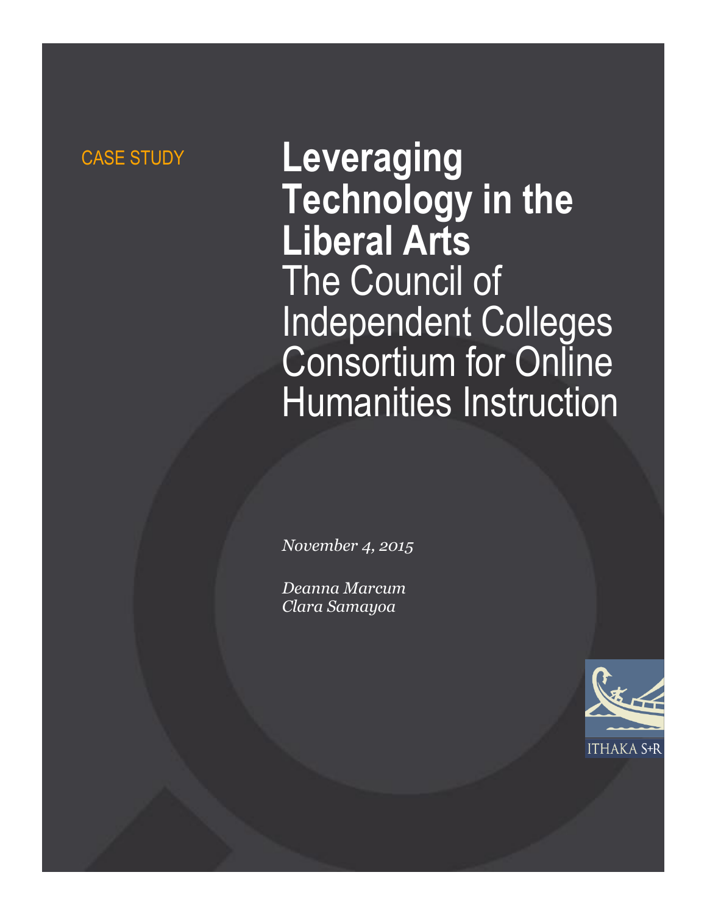CASE STUDY

# Leveraging Technology in the Liberal Arts

## The Council of Independent Colleges Consortium for Online Humanities Instruction

*November 4, 2015*

*Deanna Marcum*
*Clara Samayoa*

ITHAKA S+R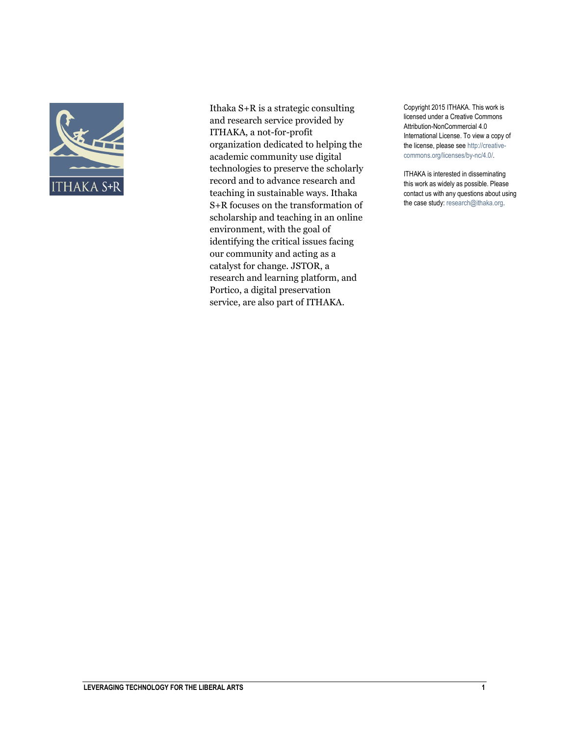Ithaka S+R is a strategic consulting and research service provided by ITHAKA, a not-for-profit organization dedicated to helping the academic community use digital technologies to preserve the scholarly record and to advance research and teaching in sustainable ways. Ithaka S+R focuses on the transformation of scholarship and teaching in an online environment, with the goal of identifying the critical issues facing our community and acting as a catalyst for change. JSTOR, a research and learning platform, and Portico, a digital preservation service, are also part of ITHAKA.

Copyright 2015 ITHAKA. This work is licensed under a Creative Commons Attribution-NonCommercial 4.0 International License. To view a copy of the license, please see http://creative-commons.org/licenses/by-nc/4.0/.

ITHAKA is interested in disseminating this work as widely as possible. Please contact us with any questions about using the case study: research@ithaka.org.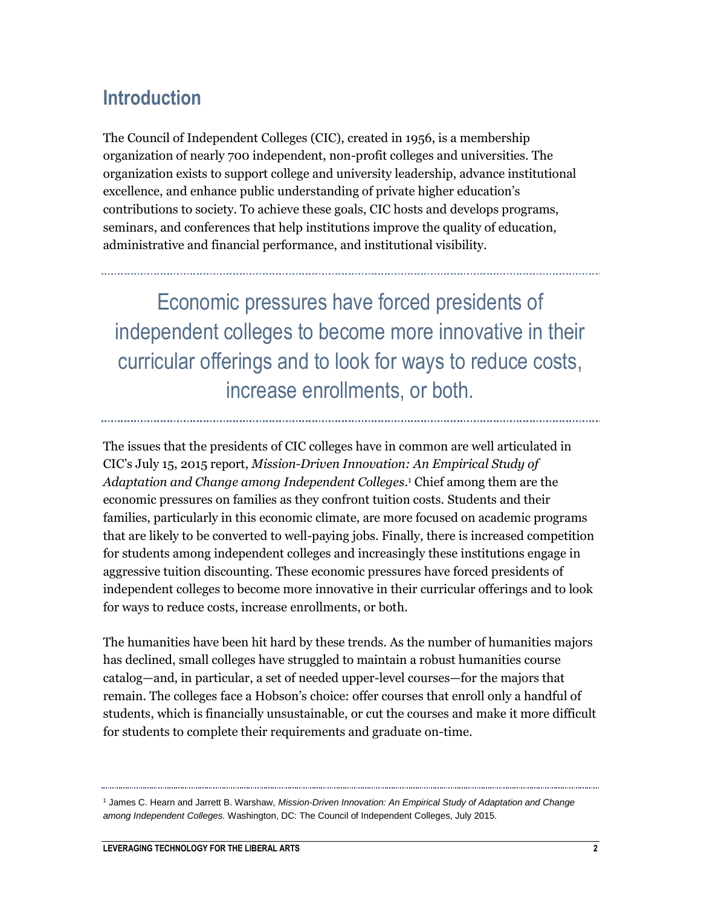## Introduction

The Council of Independent Colleges (CIC), created in 1956, is a membership organization of nearly 700 independent, non-profit colleges and universities. The organization exists to support college and university leadership, advance institutional excellence, and enhance public understanding of private higher education's contributions to society. To achieve these goals, CIC hosts and develops programs, seminars, and conferences that help institutions improve the quality of education, administrative and financial performance, and institutional visibility.

> Economic pressures have forced presidents of independent colleges to become more innovative in their curricular offerings and to look for ways to reduce costs, increase enrollments, or both.

The issues that the presidents of CIC colleges have in common are well articulated in CIC's July 15, 2015 report, *Mission-Driven Innovation: An Empirical Study of Adaptation and Change among Independent Colleges*.[1] Chief among them are the economic pressures on families as they confront tuition costs. Students and their families, particularly in this economic climate, are more focused on academic programs that are likely to be converted to well-paying jobs. Finally, there is increased competition for students among independent colleges and increasingly these institutions engage in aggressive tuition discounting. These economic pressures have forced presidents of independent colleges to become more innovative in their curricular offerings and to look for ways to reduce costs, increase enrollments, or both.

The humanities have been hit hard by these trends. As the number of humanities majors has declined, small colleges have struggled to maintain a robust humanities course catalog—and, in particular, a set of needed upper-level courses—for the majors that remain. The colleges face a Hobson's choice: offer courses that enroll only a handful of students, which is financially unsustainable, or cut the courses and make it more difficult for students to complete their requirements and graduate on-time.

---

[1] James C. Hearn and Jarrett B. Warshaw, *Mission-Driven Innovation: An Empirical Study of Adaptation and Change among Independent Colleges.* Washington, DC: The Council of Independent Colleges, July 2015.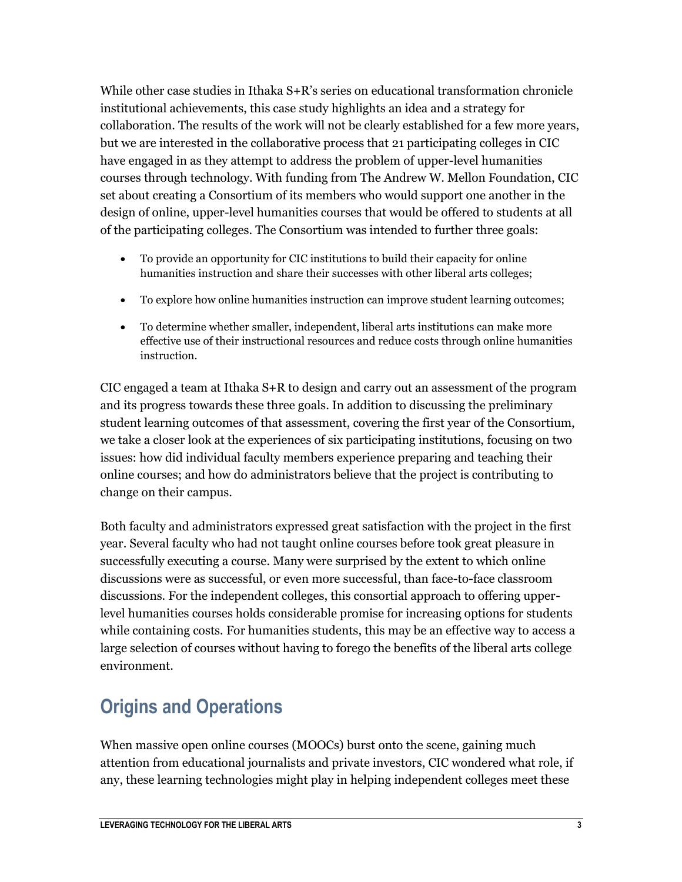While other case studies in Ithaka S+R's series on educational transformation chronicle institutional achievements, this case study highlights an idea and a strategy for collaboration. The results of the work will not be clearly established for a few more years, but we are interested in the collaborative process that 21 participating colleges in CIC have engaged in as they attempt to address the problem of upper-level humanities courses through technology. With funding from The Andrew W. Mellon Foundation, CIC set about creating a Consortium of its members who would support one another in the design of online, upper-level humanities courses that would be offered to students at all of the participating colleges. The Consortium was intended to further three goals:

- To provide an opportunity for CIC institutions to build their capacity for online humanities instruction and share their successes with other liberal arts colleges;
- To explore how online humanities instruction can improve student learning outcomes;
- To determine whether smaller, independent, liberal arts institutions can make more effective use of their instructional resources and reduce costs through online humanities instruction.

CIC engaged a team at Ithaka S+R to design and carry out an assessment of the program and its progress towards these three goals. In addition to discussing the preliminary student learning outcomes of that assessment, covering the first year of the Consortium, we take a closer look at the experiences of six participating institutions, focusing on two issues: how did individual faculty members experience preparing and teaching their online courses; and how do administrators believe that the project is contributing to change on their campus.

Both faculty and administrators expressed great satisfaction with the project in the first year. Several faculty who had not taught online courses before took great pleasure in successfully executing a course. Many were surprised by the extent to which online discussions were as successful, or even more successful, than face-to-face classroom discussions. For the independent colleges, this consortial approach to offering upper-level humanities courses holds considerable promise for increasing options for students while containing costs. For humanities students, this may be an effective way to access a large selection of courses without having to forego the benefits of the liberal arts college environment.

## Origins and Operations

When massive open online courses (MOOCs) burst onto the scene, gaining much attention from educational journalists and private investors, CIC wondered what role, if any, these learning technologies might play in helping independent colleges meet these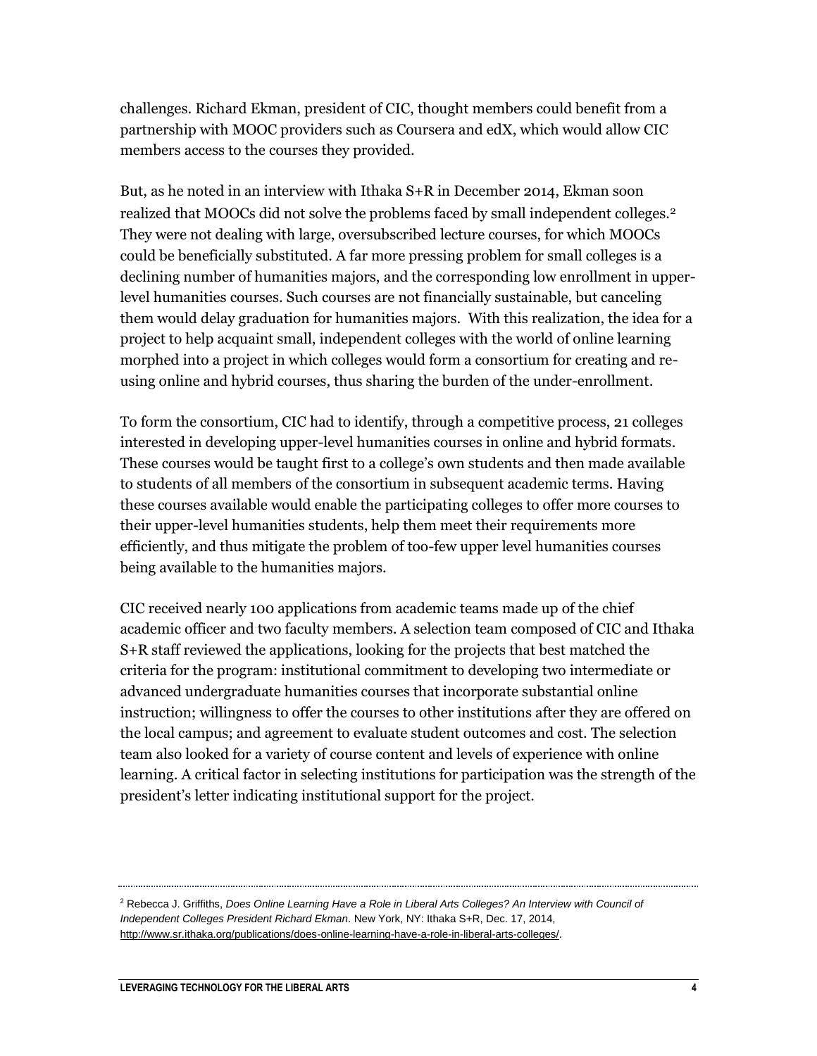challenges. Richard Ekman, president of CIC, thought members could benefit from a partnership with MOOC providers such as Coursera and edX, which would allow CIC members access to the courses they provided.

But, as he noted in an interview with Ithaka S+R in December 2014, Ekman soon realized that MOOCs did not solve the problems faced by small independent colleges.[2] They were not dealing with large, oversubscribed lecture courses, for which MOOCs could be beneficially substituted. A far more pressing problem for small colleges is a declining number of humanities majors, and the corresponding low enrollment in upper-level humanities courses. Such courses are not financially sustainable, but canceling them would delay graduation for humanities majors. With this realization, the idea for a project to help acquaint small, independent colleges with the world of online learning morphed into a project in which colleges would form a consortium for creating and re-using online and hybrid courses, thus sharing the burden of the under-enrollment.

To form the consortium, CIC had to identify, through a competitive process, 21 colleges interested in developing upper-level humanities courses in online and hybrid formats. These courses would be taught first to a college's own students and then made available to students of all members of the consortium in subsequent academic terms. Having these courses available would enable the participating colleges to offer more courses to their upper-level humanities students, help them meet their requirements more efficiently, and thus mitigate the problem of too-few upper level humanities courses being available to the humanities majors.

CIC received nearly 100 applications from academic teams made up of the chief academic officer and two faculty members. A selection team composed of CIC and Ithaka S+R staff reviewed the applications, looking for the projects that best matched the criteria for the program: institutional commitment to developing two intermediate or advanced undergraduate humanities courses that incorporate substantial online instruction; willingness to offer the courses to other institutions after they are offered on the local campus; and agreement to evaluate student outcomes and cost. The selection team also looked for a variety of course content and levels of experience with online learning. A critical factor in selecting institutions for participation was the strength of the president's letter indicating institutional support for the project.

---

[2] Rebecca J. Griffiths, *Does Online Learning Have a Role in Liberal Arts Colleges? An Interview with Council of Independent Colleges President Richard Ekman*. New York, NY: Ithaka S+R, Dec. 17, 2014, http://www.sr.ithaka.org/publications/does-online-learning-have-a-role-in-liberal-arts-colleges/.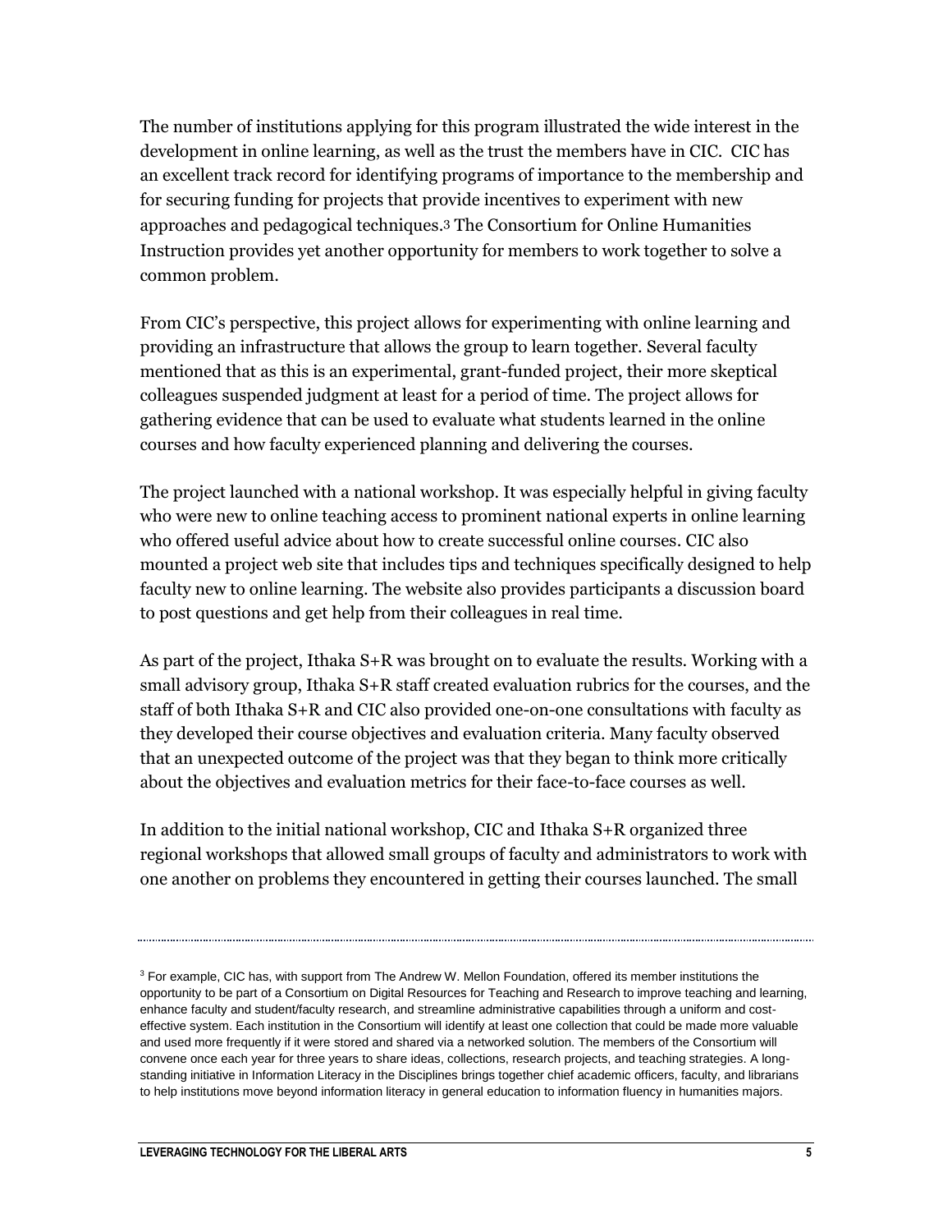The number of institutions applying for this program illustrated the wide interest in the development in online learning, as well as the trust the members have in CIC. CIC has an excellent track record for identifying programs of importance to the membership and for securing funding for projects that provide incentives to experiment with new approaches and pedagogical techniques.[3] The Consortium for Online Humanities Instruction provides yet another opportunity for members to work together to solve a common problem.

From CIC's perspective, this project allows for experimenting with online learning and providing an infrastructure that allows the group to learn together. Several faculty mentioned that as this is an experimental, grant-funded project, their more skeptical colleagues suspended judgment at least for a period of time. The project allows for gathering evidence that can be used to evaluate what students learned in the online courses and how faculty experienced planning and delivering the courses.

The project launched with a national workshop. It was especially helpful in giving faculty who were new to online teaching access to prominent national experts in online learning who offered useful advice about how to create successful online courses. CIC also mounted a project web site that includes tips and techniques specifically designed to help faculty new to online learning. The website also provides participants a discussion board to post questions and get help from their colleagues in real time.

As part of the project, Ithaka S+R was brought on to evaluate the results. Working with a small advisory group, Ithaka S+R staff created evaluation rubrics for the courses, and the staff of both Ithaka S+R and CIC also provided one-on-one consultations with faculty as they developed their course objectives and evaluation criteria. Many faculty observed that an unexpected outcome of the project was that they began to think more critically about the objectives and evaluation metrics for their face-to-face courses as well.

In addition to the initial national workshop, CIC and Ithaka S+R organized three regional workshops that allowed small groups of faculty and administrators to work with one another on problems they encountered in getting their courses launched. The small

---

[3] For example, CIC has, with support from The Andrew W. Mellon Foundation, offered its member institutions the opportunity to be part of a Consortium on Digital Resources for Teaching and Research to improve teaching and learning, enhance faculty and student/faculty research, and streamline administrative capabilities through a uniform and cost-effective system. Each institution in the Consortium will identify at least one collection that could be made more valuable and used more frequently if it were stored and shared via a networked solution. The members of the Consortium will convene once each year for three years to share ideas, collections, research projects, and teaching strategies. A long-standing initiative in Information Literacy in the Disciplines brings together chief academic officers, faculty, and librarians to help institutions move beyond information literacy in general education to information fluency in humanities majors.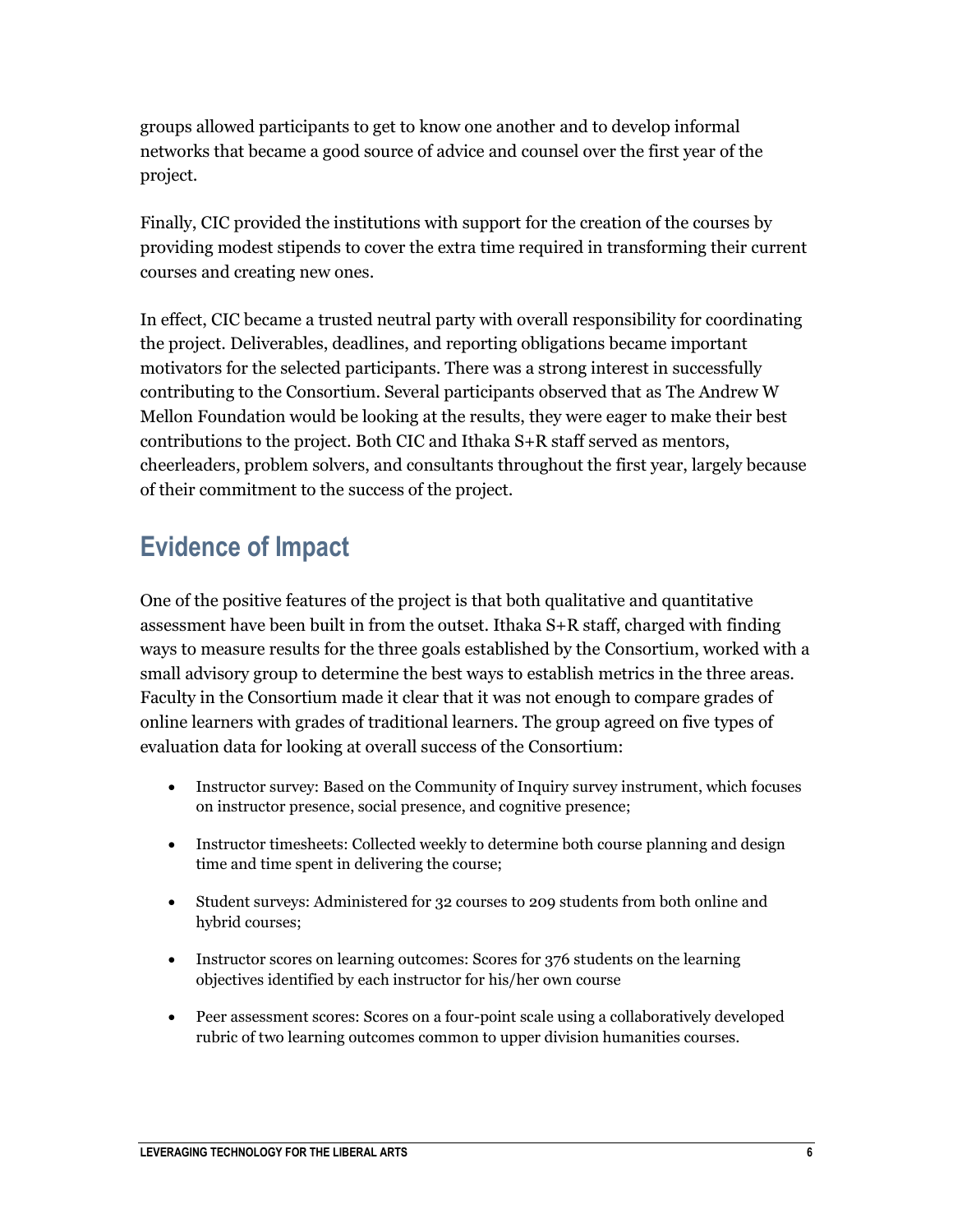groups allowed participants to get to know one another and to develop informal networks that became a good source of advice and counsel over the first year of the project.

Finally, CIC provided the institutions with support for the creation of the courses by providing modest stipends to cover the extra time required in transforming their current courses and creating new ones.

In effect, CIC became a trusted neutral party with overall responsibility for coordinating the project. Deliverables, deadlines, and reporting obligations became important motivators for the selected participants. There was a strong interest in successfully contributing to the Consortium. Several participants observed that as The Andrew W Mellon Foundation would be looking at the results, they were eager to make their best contributions to the project. Both CIC and Ithaka S+R staff served as mentors, cheerleaders, problem solvers, and consultants throughout the first year, largely because of their commitment to the success of the project.

## Evidence of Impact

One of the positive features of the project is that both qualitative and quantitative assessment have been built in from the outset. Ithaka S+R staff, charged with finding ways to measure results for the three goals established by the Consortium, worked with a small advisory group to determine the best ways to establish metrics in the three areas. Faculty in the Consortium made it clear that it was not enough to compare grades of online learners with grades of traditional learners. The group agreed on five types of evaluation data for looking at overall success of the Consortium:

- Instructor survey: Based on the Community of Inquiry survey instrument, which focuses on instructor presence, social presence, and cognitive presence;
- Instructor timesheets: Collected weekly to determine both course planning and design time and time spent in delivering the course;
- Student surveys: Administered for 32 courses to 209 students from both online and hybrid courses;
- Instructor scores on learning outcomes: Scores for 376 students on the learning objectives identified by each instructor for his/her own course
- Peer assessment scores: Scores on a four-point scale using a collaboratively developed rubric of two learning outcomes common to upper division humanities courses.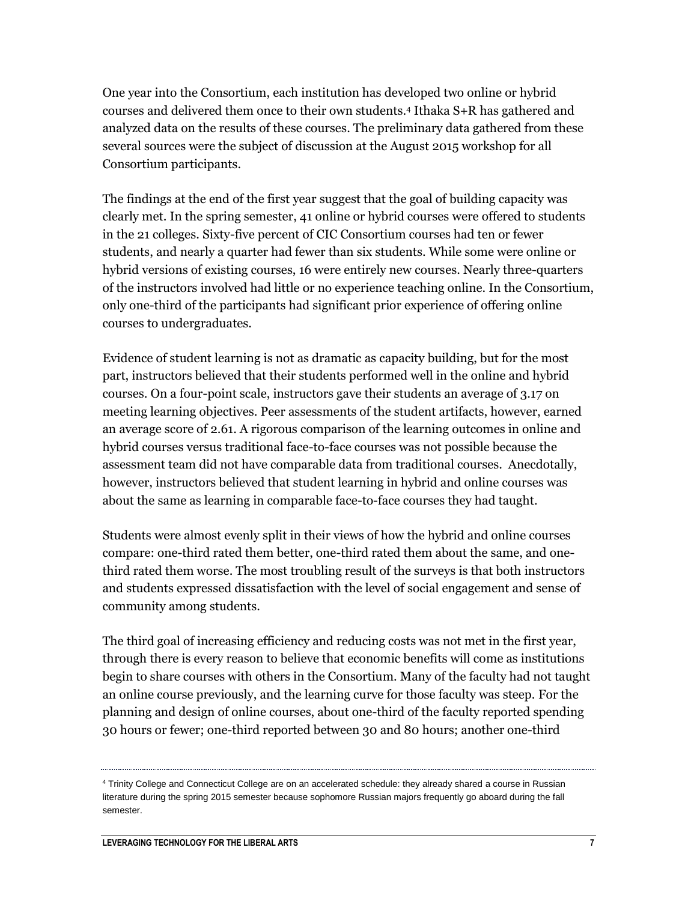One year into the Consortium, each institution has developed two online or hybrid courses and delivered them once to their own students.[4] Ithaka S+R has gathered and analyzed data on the results of these courses. The preliminary data gathered from these several sources were the subject of discussion at the August 2015 workshop for all Consortium participants.

The findings at the end of the first year suggest that the goal of building capacity was clearly met. In the spring semester, 41 online or hybrid courses were offered to students in the 21 colleges. Sixty-five percent of CIC Consortium courses had ten or fewer students, and nearly a quarter had fewer than six students. While some were online or hybrid versions of existing courses, 16 were entirely new courses. Nearly three-quarters of the instructors involved had little or no experience teaching online. In the Consortium, only one-third of the participants had significant prior experience of offering online courses to undergraduates.

Evidence of student learning is not as dramatic as capacity building, but for the most part, instructors believed that their students performed well in the online and hybrid courses. On a four-point scale, instructors gave their students an average of 3.17 on meeting learning objectives. Peer assessments of the student artifacts, however, earned an average score of 2.61. A rigorous comparison of the learning outcomes in online and hybrid courses versus traditional face-to-face courses was not possible because the assessment team did not have comparable data from traditional courses. Anecdotally, however, instructors believed that student learning in hybrid and online courses was about the same as learning in comparable face-to-face courses they had taught.

Students were almost evenly split in their views of how the hybrid and online courses compare: one-third rated them better, one-third rated them about the same, and one-third rated them worse. The most troubling result of the surveys is that both instructors and students expressed dissatisfaction with the level of social engagement and sense of community among students.

The third goal of increasing efficiency and reducing costs was not met in the first year, through there is every reason to believe that economic benefits will come as institutions begin to share courses with others in the Consortium. Many of the faculty had not taught an online course previously, and the learning curve for those faculty was steep. For the planning and design of online courses, about one-third of the faculty reported spending 30 hours or fewer; one-third reported between 30 and 80 hours; another one-third

---

[4] Trinity College and Connecticut College are on an accelerated schedule: they already shared a course in Russian literature during the spring 2015 semester because sophomore Russian majors frequently go aboard during the fall semester.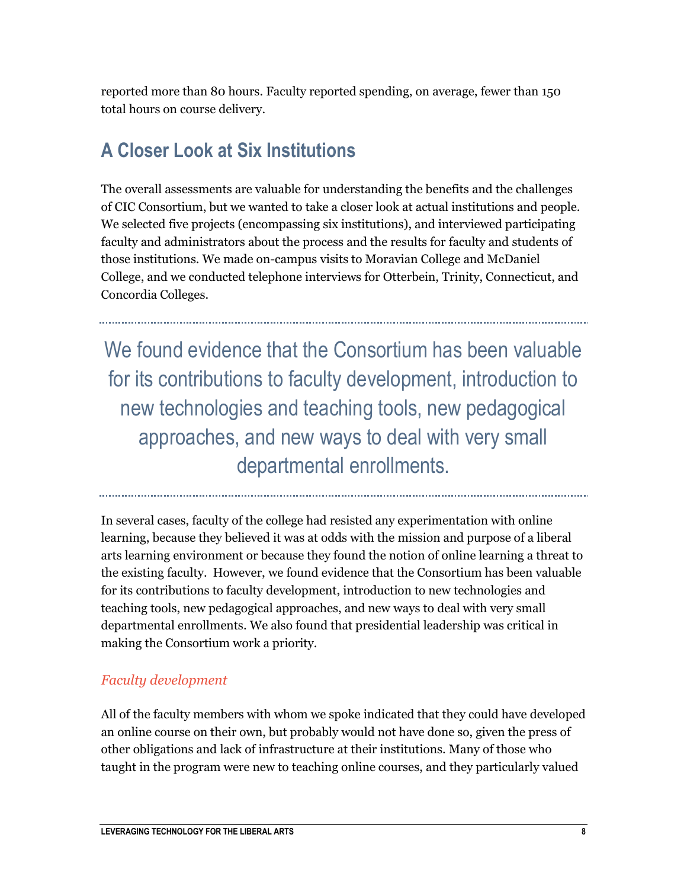reported more than 80 hours. Faculty reported spending, on average, fewer than 150 total hours on course delivery.

## A Closer Look at Six Institutions

The overall assessments are valuable for understanding the benefits and the challenges of CIC Consortium, but we wanted to take a closer look at actual institutions and people. We selected five projects (encompassing six institutions), and interviewed participating faculty and administrators about the process and the results for faculty and students of those institutions. We made on-campus visits to Moravian College and McDaniel College, and we conducted telephone interviews for Otterbein, Trinity, Connecticut, and Concordia Colleges.

> We found evidence that the Consortium has been valuable for its contributions to faculty development, introduction to new technologies and teaching tools, new pedagogical approaches, and new ways to deal with very small departmental enrollments.

In several cases, faculty of the college had resisted any experimentation with online learning, because they believed it was at odds with the mission and purpose of a liberal arts learning environment or because they found the notion of online learning a threat to the existing faculty. However, we found evidence that the Consortium has been valuable for its contributions to faculty development, introduction to new technologies and teaching tools, new pedagogical approaches, and new ways to deal with very small departmental enrollments. We also found that presidential leadership was critical in making the Consortium work a priority.

### *Faculty development*

All of the faculty members with whom we spoke indicated that they could have developed an online course on their own, but probably would not have done so, given the press of other obligations and lack of infrastructure at their institutions. Many of those who taught in the program were new to teaching online courses, and they particularly valued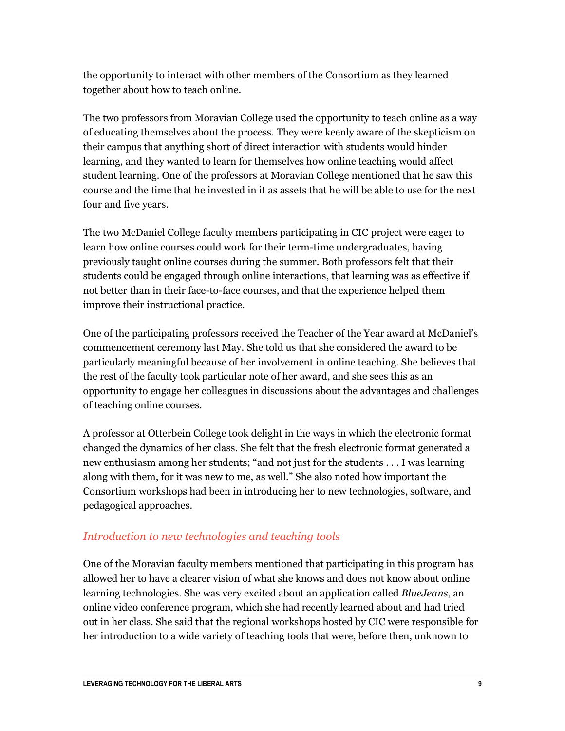the opportunity to interact with other members of the Consortium as they learned together about how to teach online.

The two professors from Moravian College used the opportunity to teach online as a way of educating themselves about the process. They were keenly aware of the skepticism on their campus that anything short of direct interaction with students would hinder learning, and they wanted to learn for themselves how online teaching would affect student learning. One of the professors at Moravian College mentioned that he saw this course and the time that he invested in it as assets that he will be able to use for the next four and five years.

The two McDaniel College faculty members participating in CIC project were eager to learn how online courses could work for their term-time undergraduates, having previously taught online courses during the summer. Both professors felt that their students could be engaged through online interactions, that learning was as effective if not better than in their face-to-face courses, and that the experience helped them improve their instructional practice.

One of the participating professors received the Teacher of the Year award at McDaniel's commencement ceremony last May. She told us that she considered the award to be particularly meaningful because of her involvement in online teaching. She believes that the rest of the faculty took particular note of her award, and she sees this as an opportunity to engage her colleagues in discussions about the advantages and challenges of teaching online courses.

A professor at Otterbein College took delight in the ways in which the electronic format changed the dynamics of her class. She felt that the fresh electronic format generated a new enthusiasm among her students; "and not just for the students . . . I was learning along with them, for it was new to me, as well." She also noted how important the Consortium workshops had been in introducing her to new technologies, software, and pedagogical approaches.

### *Introduction to new technologies and teaching tools*

One of the Moravian faculty members mentioned that participating in this program has allowed her to have a clearer vision of what she knows and does not know about online learning technologies. She was very excited about an application called *BlueJeans*, an online video conference program, which she had recently learned about and had tried out in her class. She said that the regional workshops hosted by CIC were responsible for her introduction to a wide variety of teaching tools that were, before then, unknown to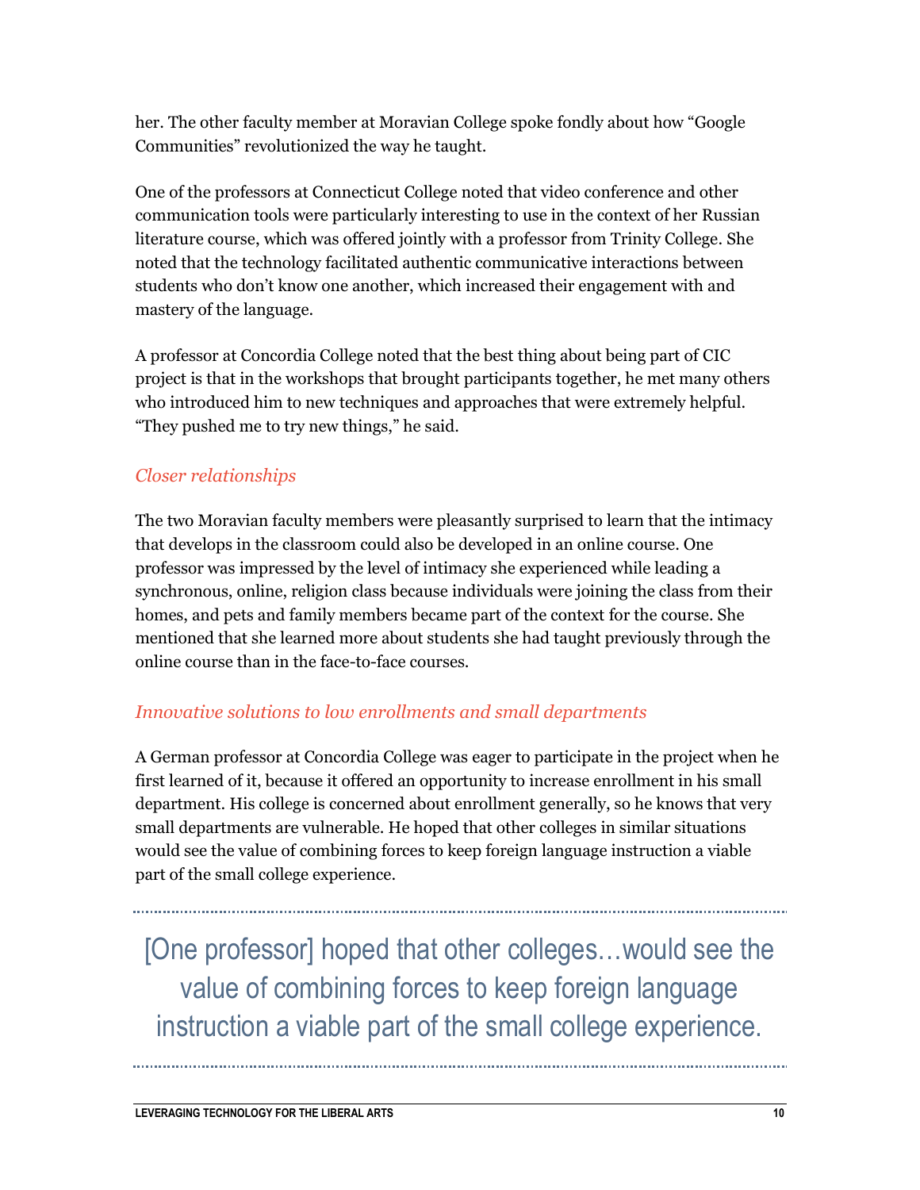her. The other faculty member at Moravian College spoke fondly about how "Google Communities" revolutionized the way he taught.

One of the professors at Connecticut College noted that video conference and other communication tools were particularly interesting to use in the context of her Russian literature course, which was offered jointly with a professor from Trinity College. She noted that the technology facilitated authentic communicative interactions between students who don't know one another, which increased their engagement with and mastery of the language.

A professor at Concordia College noted that the best thing about being part of CIC project is that in the workshops that brought participants together, he met many others who introduced him to new techniques and approaches that were extremely helpful. "They pushed me to try new things," he said.

### *Closer relationships*

The two Moravian faculty members were pleasantly surprised to learn that the intimacy that develops in the classroom could also be developed in an online course. One professor was impressed by the level of intimacy she experienced while leading a synchronous, online, religion class because individuals were joining the class from their homes, and pets and family members became part of the context for the course. She mentioned that she learned more about students she had taught previously through the online course than in the face-to-face courses.

### *Innovative solutions to low enrollments and small departments*

A German professor at Concordia College was eager to participate in the project when he first learned of it, because it offered an opportunity to increase enrollment in his small department. His college is concerned about enrollment generally, so he knows that very small departments are vulnerable. He hoped that other colleges in similar situations would see the value of combining forces to keep foreign language instruction a viable part of the small college experience.

> [One professor] hoped that other colleges…would see the value of combining forces to keep foreign language instruction a viable part of the small college experience.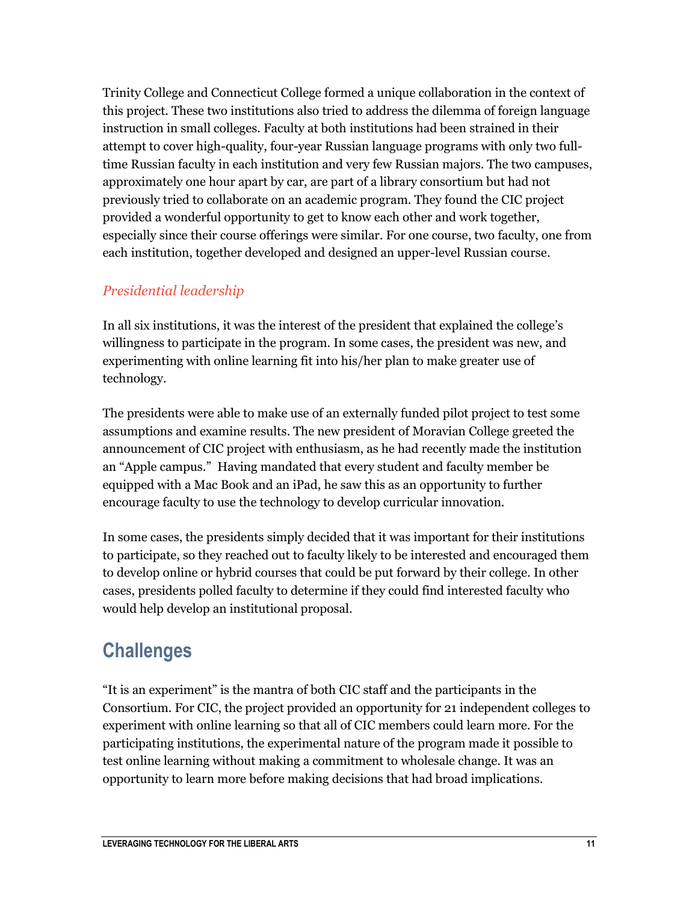Trinity College and Connecticut College formed a unique collaboration in the context of this project. These two institutions also tried to address the dilemma of foreign language instruction in small colleges. Faculty at both institutions had been strained in their attempt to cover high-quality, four-year Russian language programs with only two full-time Russian faculty in each institution and very few Russian majors. The two campuses, approximately one hour apart by car, are part of a library consortium but had not previously tried to collaborate on an academic program. They found the CIC project provided a wonderful opportunity to get to know each other and work together, especially since their course offerings were similar. For one course, two faculty, one from each institution, together developed and designed an upper-level Russian course.

### *Presidential leadership*

In all six institutions, it was the interest of the president that explained the college's willingness to participate in the program. In some cases, the president was new, and experimenting with online learning fit into his/her plan to make greater use of technology.

The presidents were able to make use of an externally funded pilot project to test some assumptions and examine results. The new president of Moravian College greeted the announcement of CIC project with enthusiasm, as he had recently made the institution an "Apple campus." Having mandated that every student and faculty member be equipped with a Mac Book and an iPad, he saw this as an opportunity to further encourage faculty to use the technology to develop curricular innovation.

In some cases, the presidents simply decided that it was important for their institutions to participate, so they reached out to faculty likely to be interested and encouraged them to develop online or hybrid courses that could be put forward by their college. In other cases, presidents polled faculty to determine if they could find interested faculty who would help develop an institutional proposal.

## Challenges

"It is an experiment" is the mantra of both CIC staff and the participants in the Consortium. For CIC, the project provided an opportunity for 21 independent colleges to experiment with online learning so that all of CIC members could learn more. For the participating institutions, the experimental nature of the program made it possible to test online learning without making a commitment to wholesale change. It was an opportunity to learn more before making decisions that had broad implications.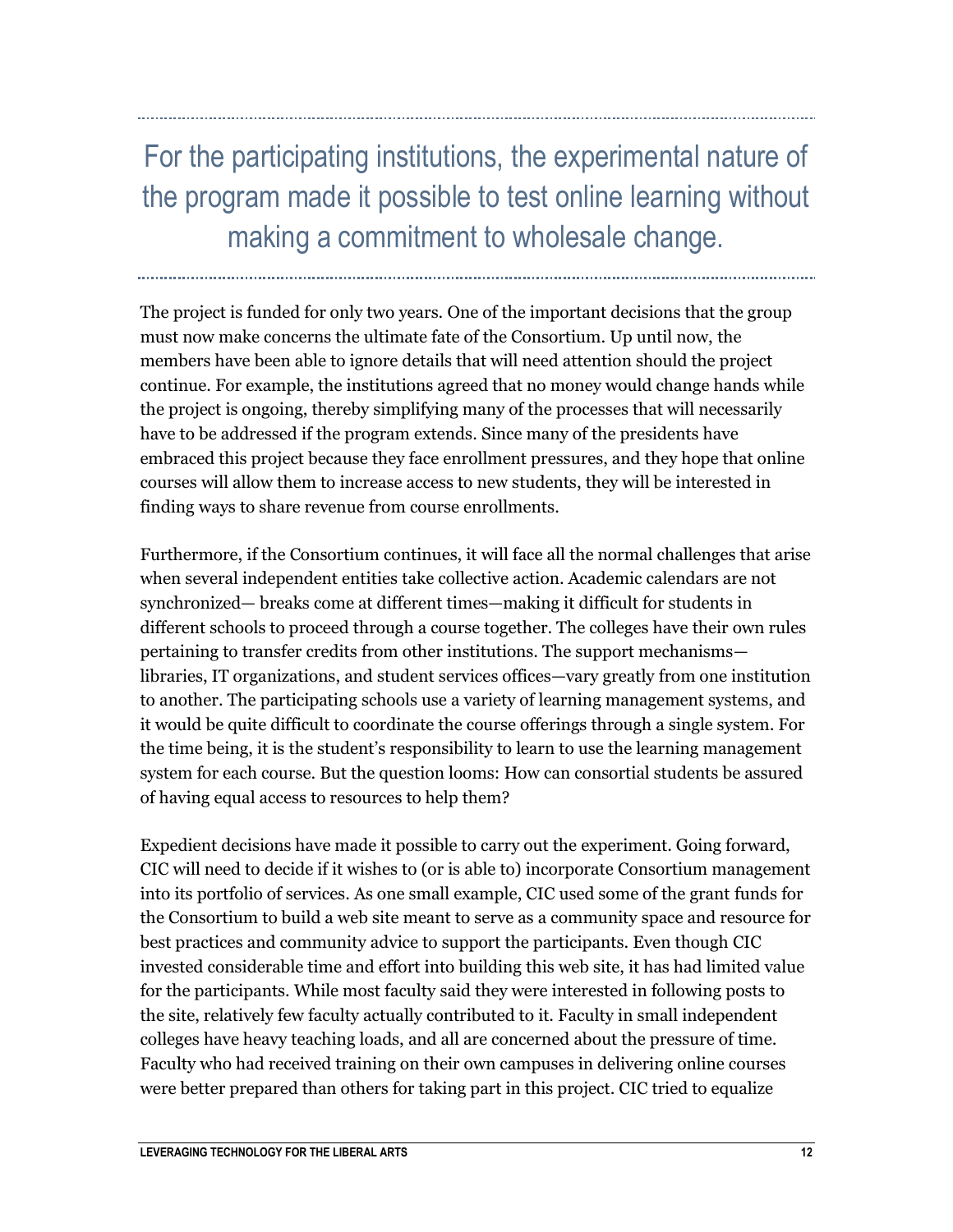> For the participating institutions, the experimental nature of the program made it possible to test online learning without making a commitment to wholesale change.

The project is funded for only two years. One of the important decisions that the group must now make concerns the ultimate fate of the Consortium. Up until now, the members have been able to ignore details that will need attention should the project continue. For example, the institutions agreed that no money would change hands while the project is ongoing, thereby simplifying many of the processes that will necessarily have to be addressed if the program extends. Since many of the presidents have embraced this project because they face enrollment pressures, and they hope that online courses will allow them to increase access to new students, they will be interested in finding ways to share revenue from course enrollments.

Furthermore, if the Consortium continues, it will face all the normal challenges that arise when several independent entities take collective action. Academic calendars are not synchronized— breaks come at different times—making it difficult for students in different schools to proceed through a course together. The colleges have their own rules pertaining to transfer credits from other institutions. The support mechanisms—libraries, IT organizations, and student services offices—vary greatly from one institution to another. The participating schools use a variety of learning management systems, and it would be quite difficult to coordinate the course offerings through a single system. For the time being, it is the student's responsibility to learn to use the learning management system for each course. But the question looms: How can consortial students be assured of having equal access to resources to help them?

Expedient decisions have made it possible to carry out the experiment. Going forward, CIC will need to decide if it wishes to (or is able to) incorporate Consortium management into its portfolio of services. As one small example, CIC used some of the grant funds for the Consortium to build a web site meant to serve as a community space and resource for best practices and community advice to support the participants. Even though CIC invested considerable time and effort into building this web site, it has had limited value for the participants. While most faculty said they were interested in following posts to the site, relatively few faculty actually contributed to it. Faculty in small independent colleges have heavy teaching loads, and all are concerned about the pressure of time. Faculty who had received training on their own campuses in delivering online courses were better prepared than others for taking part in this project. CIC tried to equalize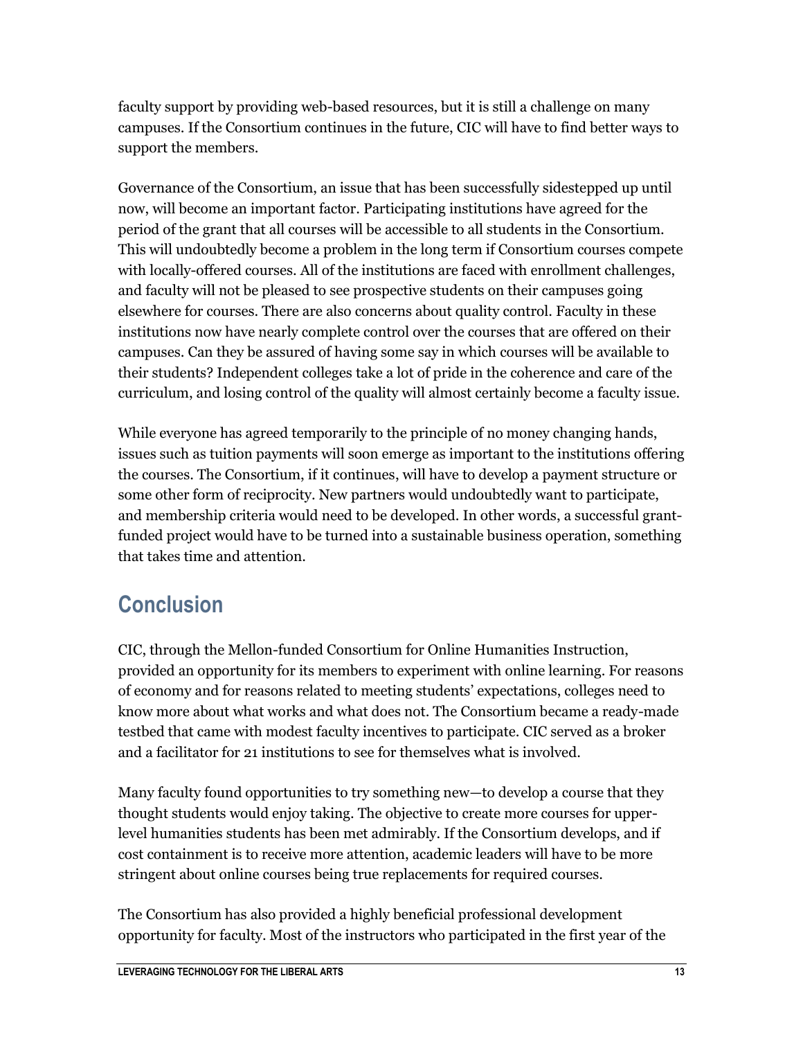faculty support by providing web-based resources, but it is still a challenge on many campuses. If the Consortium continues in the future, CIC will have to find better ways to support the members.

Governance of the Consortium, an issue that has been successfully sidestepped up until now, will become an important factor. Participating institutions have agreed for the period of the grant that all courses will be accessible to all students in the Consortium. This will undoubtedly become a problem in the long term if Consortium courses compete with locally-offered courses. All of the institutions are faced with enrollment challenges, and faculty will not be pleased to see prospective students on their campuses going elsewhere for courses. There are also concerns about quality control. Faculty in these institutions now have nearly complete control over the courses that are offered on their campuses. Can they be assured of having some say in which courses will be available to their students? Independent colleges take a lot of pride in the coherence and care of the curriculum, and losing control of the quality will almost certainly become a faculty issue.

While everyone has agreed temporarily to the principle of no money changing hands, issues such as tuition payments will soon emerge as important to the institutions offering the courses. The Consortium, if it continues, will have to develop a payment structure or some other form of reciprocity. New partners would undoubtedly want to participate, and membership criteria would need to be developed. In other words, a successful grant-funded project would have to be turned into a sustainable business operation, something that takes time and attention.

## Conclusion

CIC, through the Mellon-funded Consortium for Online Humanities Instruction, provided an opportunity for its members to experiment with online learning. For reasons of economy and for reasons related to meeting students' expectations, colleges need to know more about what works and what does not. The Consortium became a ready-made testbed that came with modest faculty incentives to participate. CIC served as a broker and a facilitator for 21 institutions to see for themselves what is involved.

Many faculty found opportunities to try something new—to develop a course that they thought students would enjoy taking. The objective to create more courses for upper-level humanities students has been met admirably. If the Consortium develops, and if cost containment is to receive more attention, academic leaders will have to be more stringent about online courses being true replacements for required courses.

The Consortium has also provided a highly beneficial professional development opportunity for faculty. Most of the instructors who participated in the first year of the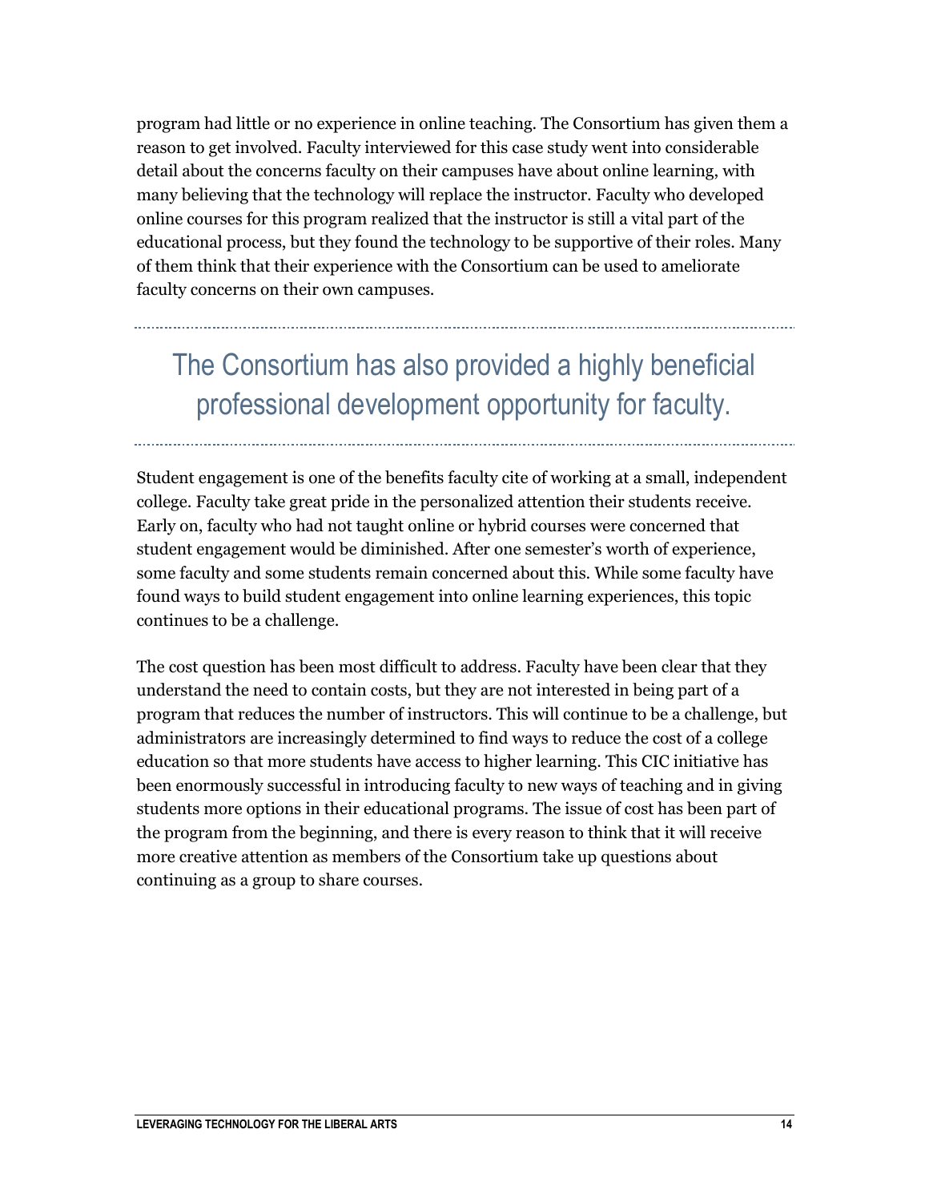program had little or no experience in online teaching. The Consortium has given them a reason to get involved. Faculty interviewed for this case study went into considerable detail about the concerns faculty on their campuses have about online learning, with many believing that the technology will replace the instructor. Faculty who developed online courses for this program realized that the instructor is still a vital part of the educational process, but they found the technology to be supportive of their roles. Many of them think that their experience with the Consortium can be used to ameliorate faculty concerns on their own campuses.

> The Consortium has also provided a highly beneficial professional development opportunity for faculty.

Student engagement is one of the benefits faculty cite of working at a small, independent college. Faculty take great pride in the personalized attention their students receive. Early on, faculty who had not taught online or hybrid courses were concerned that student engagement would be diminished. After one semester's worth of experience, some faculty and some students remain concerned about this. While some faculty have found ways to build student engagement into online learning experiences, this topic continues to be a challenge.

The cost question has been most difficult to address. Faculty have been clear that they understand the need to contain costs, but they are not interested in being part of a program that reduces the number of instructors. This will continue to be a challenge, but administrators are increasingly determined to find ways to reduce the cost of a college education so that more students have access to higher learning. This CIC initiative has been enormously successful in introducing faculty to new ways of teaching and in giving students more options in their educational programs. The issue of cost has been part of the program from the beginning, and there is every reason to think that it will receive more creative attention as members of the Consortium take up questions about continuing as a group to share courses.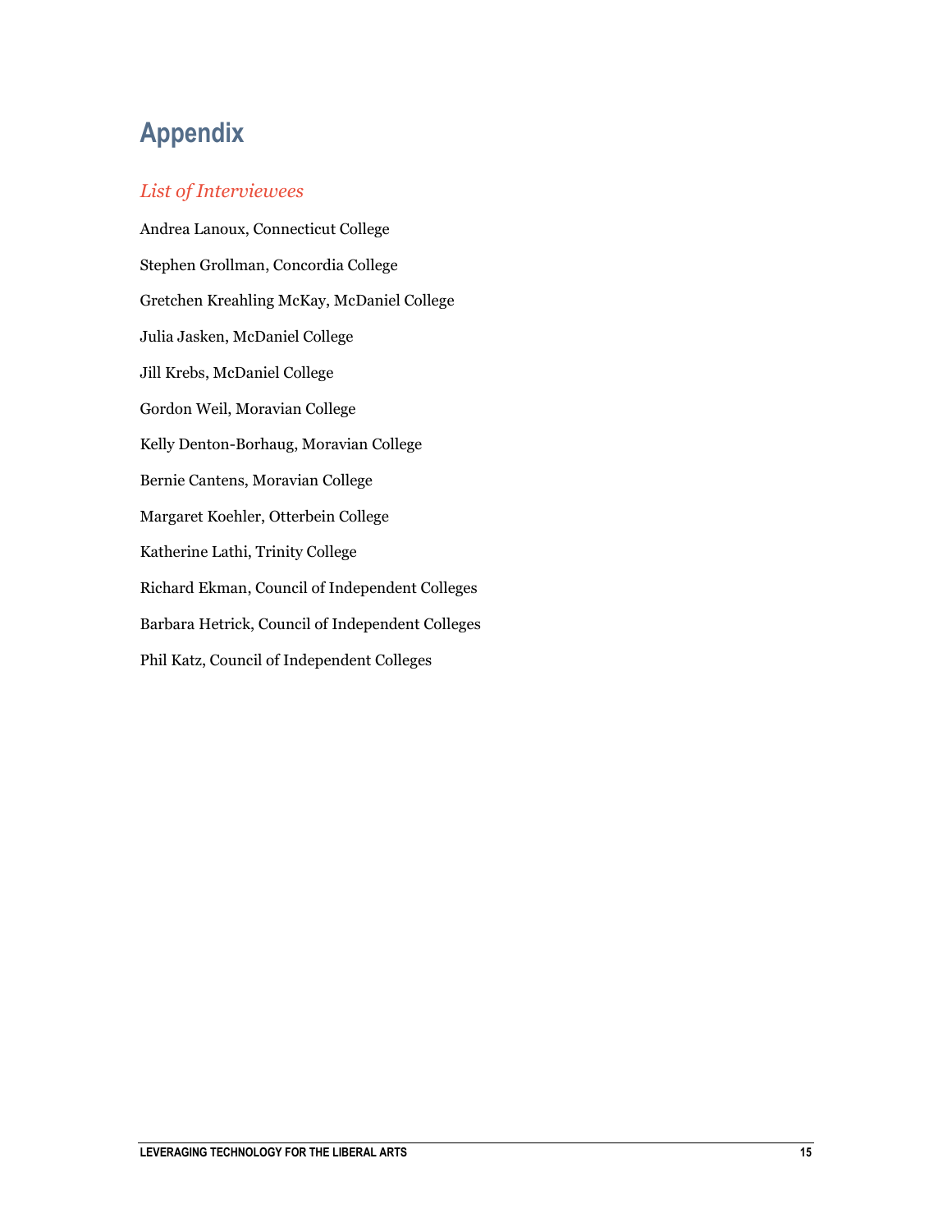# Appendix

*List of Interviewees*

Andrea Lanoux, Connecticut College

Stephen Grollman, Concordia College

Gretchen Kreahling McKay, McDaniel College

Julia Jasken, McDaniel College

Jill Krebs, McDaniel College

Gordon Weil, Moravian College

Kelly Denton-Borhaug, Moravian College

Bernie Cantens, Moravian College

Margaret Koehler, Otterbein College

Katherine Lathi, Trinity College

Richard Ekman, Council of Independent Colleges

Barbara Hetrick, Council of Independent Colleges

Phil Katz, Council of Independent Colleges